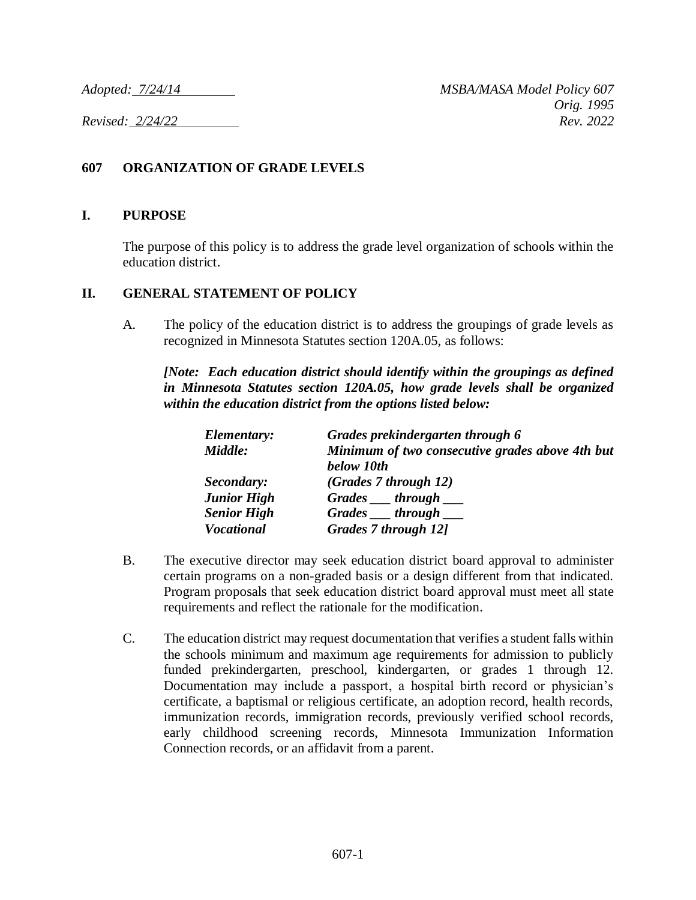*Adopted: 7/24/14* *MSBA/MASA Model Policy 607*
*Orig. 1995*
*Revised: 2/24/22* *Rev. 2022*

## 607 ORGANIZATION OF GRADE LEVELS

### I. PURPOSE

The purpose of this policy is to address the grade level organization of schools within the education district.

### II. GENERAL STATEMENT OF POLICY

A. The policy of the education district is to address the groupings of grade levels as recognized in Minnesota Statutes section 120A.05, as follows:

***[Note: Each education district should identify within the groupings as defined in Minnesota Statutes section 120A.05, how grade levels shall be organized within the education district from the options listed below:***

| | |
|---|---|
| ***Elementary:*** | ***Grades prekindergarten through 6*** |
| ***Middle:*** | ***Minimum of two consecutive grades above 4th but below 10th*** |
| ***Secondary:*** | ***(Grades 7 through 12)*** |
| ***Junior High*** | ***Grades ___ through ___*** |
| ***Senior High*** | ***Grades ___ through ___*** |
| ***Vocational*** | ***Grades 7 through 12]*** |

B. The executive director may seek education district board approval to administer certain programs on a non-graded basis or a design different from that indicated. Program proposals that seek education district board approval must meet all state requirements and reflect the rationale for the modification.

C. The education district may request documentation that verifies a student falls within the schools minimum and maximum age requirements for admission to publicly funded prekindergarten, preschool, kindergarten, or grades 1 through 12. Documentation may include a passport, a hospital birth record or physician's certificate, a baptismal or religious certificate, an adoption record, health records, immunization records, immigration records, previously verified school records, early childhood screening records, Minnesota Immunization Information Connection records, or an affidavit from a parent.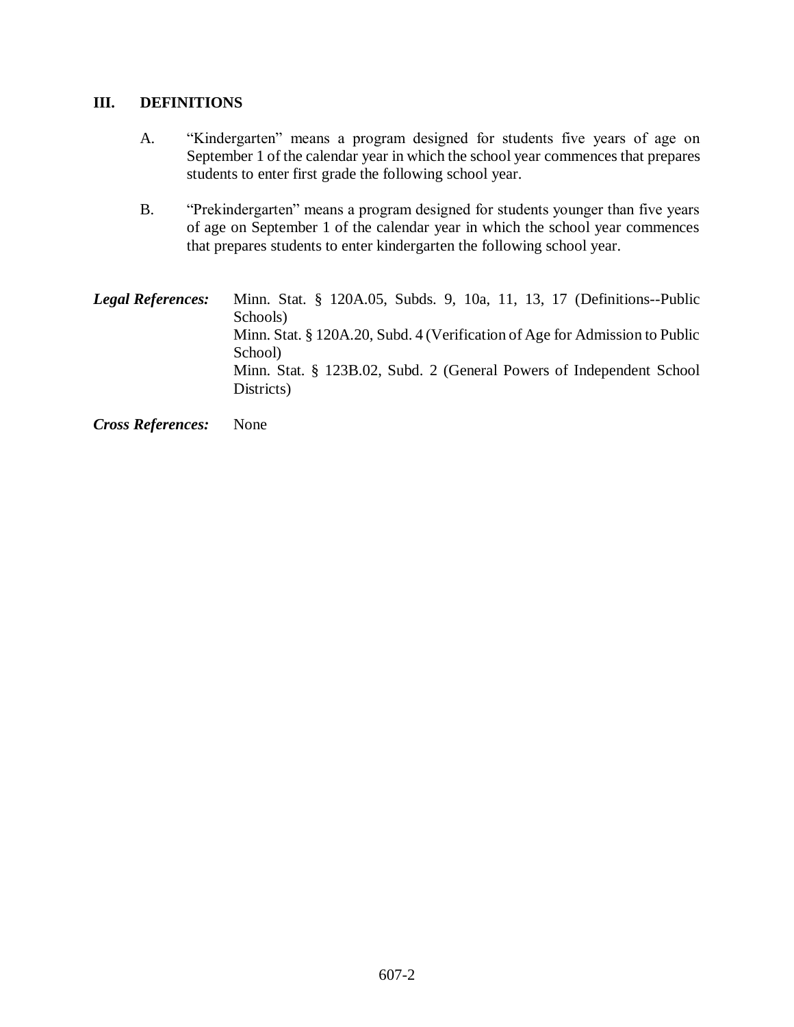## III. DEFINITIONS

A. "Kindergarten" means a program designed for students five years of age on September 1 of the calendar year in which the school year commences that prepares students to enter first grade the following school year.

B. "Prekindergarten" means a program designed for students younger than five years of age on September 1 of the calendar year in which the school year commences that prepares students to enter kindergarten the following school year.

***Legal References:*** Minn. Stat. § 120A.05, Subds. 9, 10a, 11, 13, 17 (Definitions--Public Schools)
Minn. Stat. § 120A.20, Subd. 4 (Verification of Age for Admission to Public School)
Minn. Stat. § 123B.02, Subd. 2 (General Powers of Independent School Districts)

***Cross References:*** None